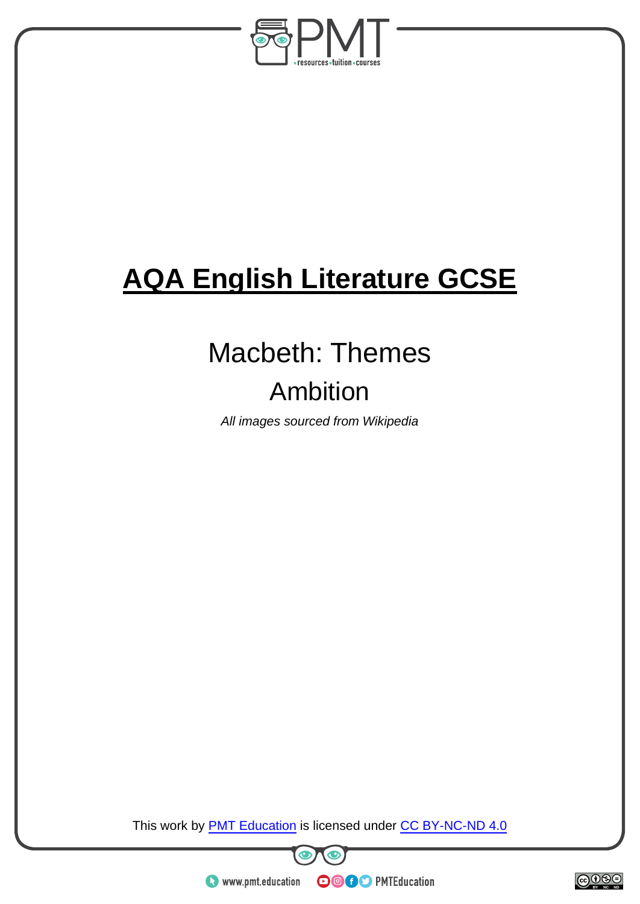# AQA English Literature GCSE

## Macbeth: Themes

## Ambition

*All images sourced from Wikipedia*

This work by PMT Education is licensed under CC BY-NC-ND 4.0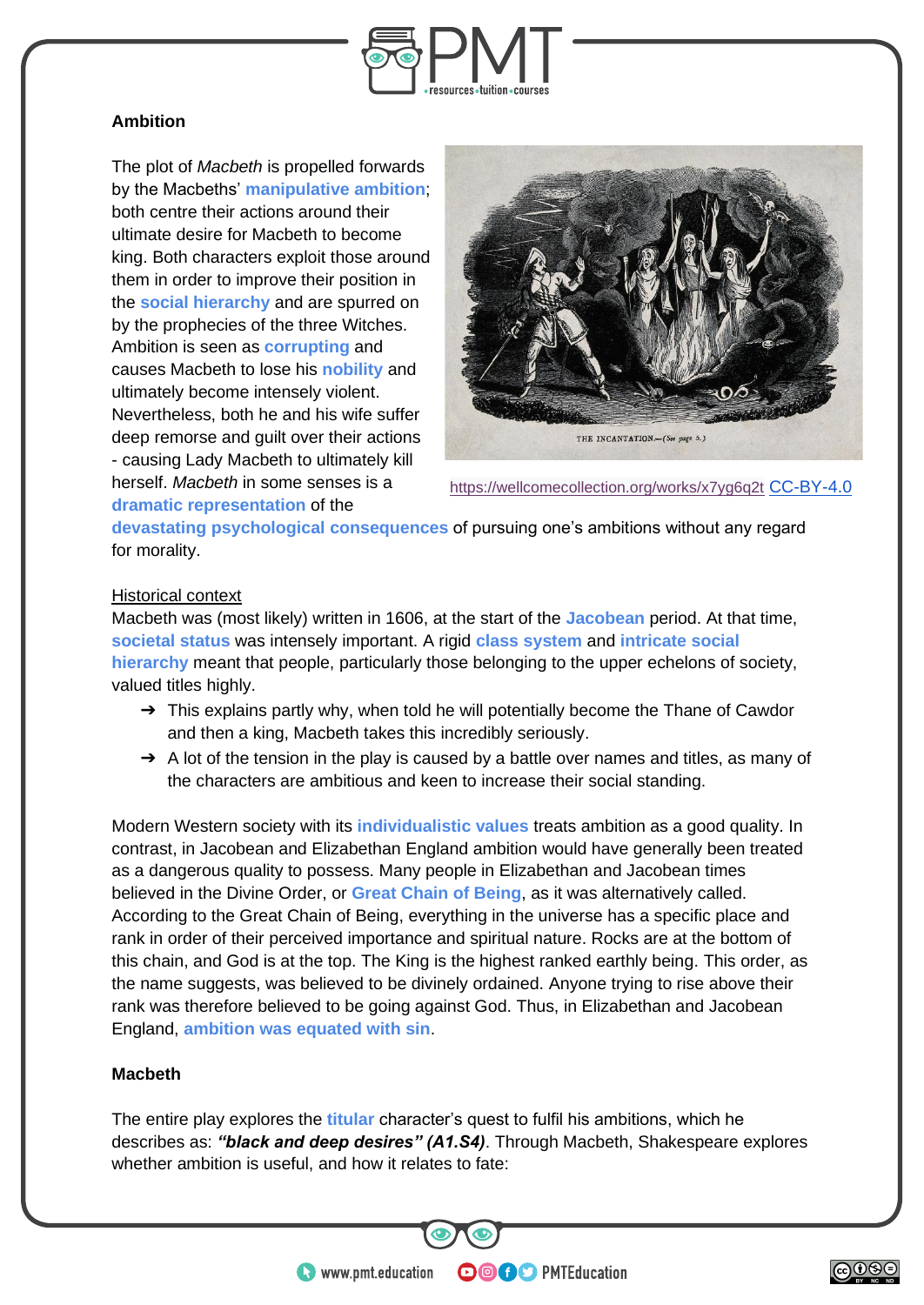## Ambition

The plot of *Macbeth* is propelled forwards by the Macbeths' **manipulative ambition**; both centre their actions around their ultimate desire for Macbeth to become king. Both characters exploit those around them in order to improve their position in the **social hierarchy** and are spurred on by the prophecies of the three Witches. Ambition is seen as **corrupting** and causes Macbeth to lose his **nobility** and ultimately become intensely violent. Nevertheless, both he and his wife suffer deep remorse and guilt over their actions - causing Lady Macbeth to ultimately kill herself. *Macbeth* in some senses is a **dramatic representation** of the **devastating psychological consequences** of pursuing one's ambitions without any regard for morality.

https://wellcomecollection.org/works/x7yg6q2t CC-BY-4.0

### Historical context

Macbeth was (most likely) written in 1606, at the start of the **Jacobean** period. At that time, **societal status** was intensely important. A rigid **class system** and **intricate social hierarchy** meant that people, particularly those belonging to the upper echelons of society, valued titles highly.

- ➔ This explains partly why, when told he will potentially become the Thane of Cawdor and then a king, Macbeth takes this incredibly seriously.
- ➔ A lot of the tension in the play is caused by a battle over names and titles, as many of the characters are ambitious and keen to increase their social standing.

Modern Western society with its **individualistic values** treats ambition as a good quality. In contrast, in Jacobean and Elizabethan England ambition would have generally been treated as a dangerous quality to possess. Many people in Elizabethan and Jacobean times believed in the Divine Order, or **Great Chain of Being**, as it was alternatively called. According to the Great Chain of Being, everything in the universe has a specific place and rank in order of their perceived importance and spiritual nature. Rocks are at the bottom of this chain, and God is at the top. The King is the highest ranked earthly being. This order, as the name suggests, was believed to be divinely ordained. Anyone trying to rise above their rank was therefore believed to be going against God. Thus, in Elizabethan and Jacobean England, **ambition was equated with sin**.

## Macbeth

The entire play explores the **titular** character's quest to fulfil his ambitions, which he describes as: ***"black and deep desires" (A1.S4)***. Through Macbeth, Shakespeare explores whether ambition is useful, and how it relates to fate: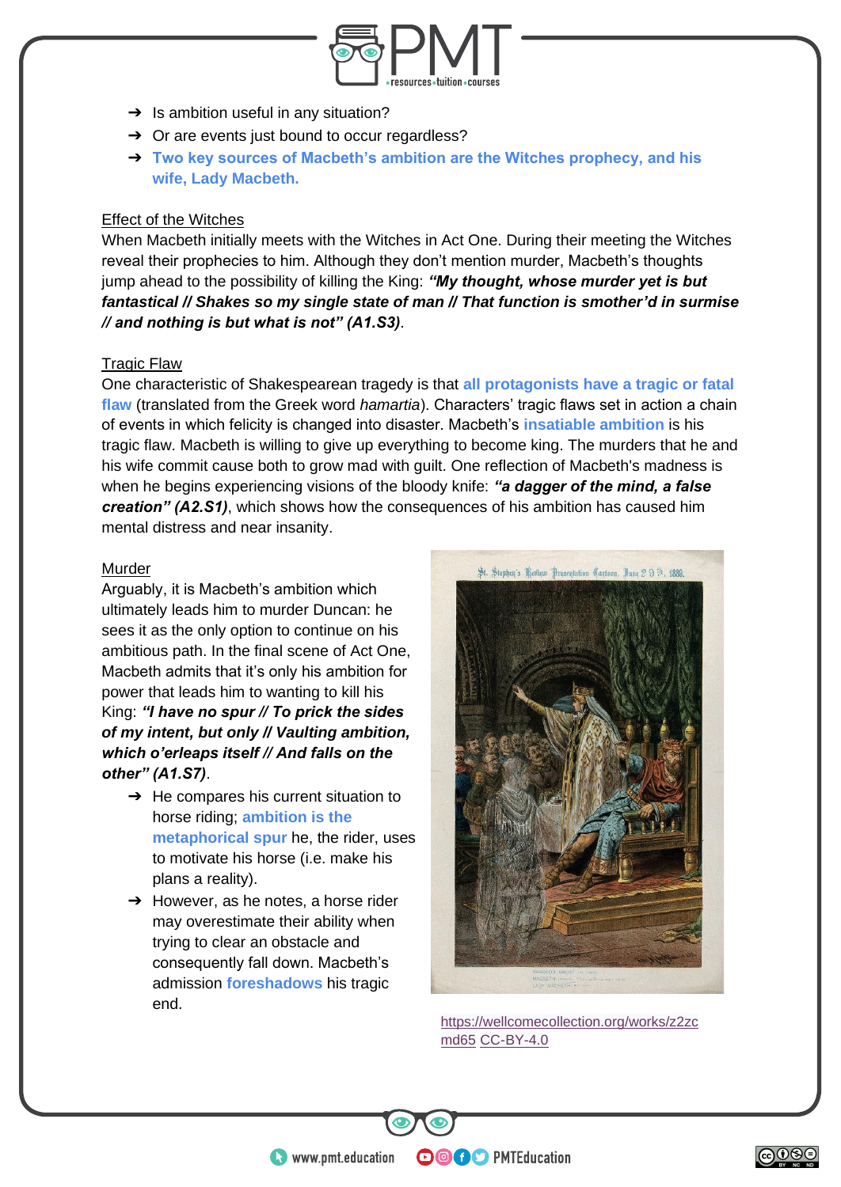- Is ambition useful in any situation?
- Or are events just bound to occur regardless?
- **Two key sources of Macbeth's ambition are the Witches prophecy, and his wife, Lady Macbeth.**

## Effect of the Witches

When Macbeth initially meets with the Witches in Act One. During their meeting the Witches reveal their prophecies to him. Although they don't mention murder, Macbeth's thoughts jump ahead to the possibility of killing the King: ***"My thought, whose murder yet is but fantastical // Shakes so my single state of man // That function is smother'd in surmise // and nothing is but what is not" (A1.S3)***.

## Tragic Flaw

One characteristic of Shakespearean tragedy is that **all protagonists have a tragic or fatal flaw** (translated from the Greek word *hamartia*). Characters' tragic flaws set in action a chain of events in which felicity is changed into disaster. Macbeth's **insatiable ambition** is his tragic flaw. Macbeth is willing to give up everything to become king. The murders that he and his wife commit cause both to grow mad with guilt. One reflection of Macbeth's madness is when he begins experiencing visions of the bloody knife: ***"a dagger of the mind, a false creation" (A2.S1)***, which shows how the consequences of his ambition has caused him mental distress and near insanity.

## Murder

Arguably, it is Macbeth's ambition which ultimately leads him to murder Duncan: he sees it as the only option to continue on his ambitious path. In the final scene of Act One, Macbeth admits that it's only his ambition for power that leads him to wanting to kill his King: ***"I have no spur // To prick the sides of my intent, but only // Vaulting ambition, which o'erleaps itself // And falls on the other" (A1.S7)***.

- He compares his current situation to horse riding; **ambition is the metaphorical spur** he, the rider, uses to motivate his horse (i.e. make his plans a reality).
- However, as he notes, a horse rider may overestimate their ability when trying to clear an obstacle and consequently fall down. Macbeth's admission **foreshadows** his tragic end.

https://wellcomecollection.org/works/z2zcmd65 CC-BY-4.0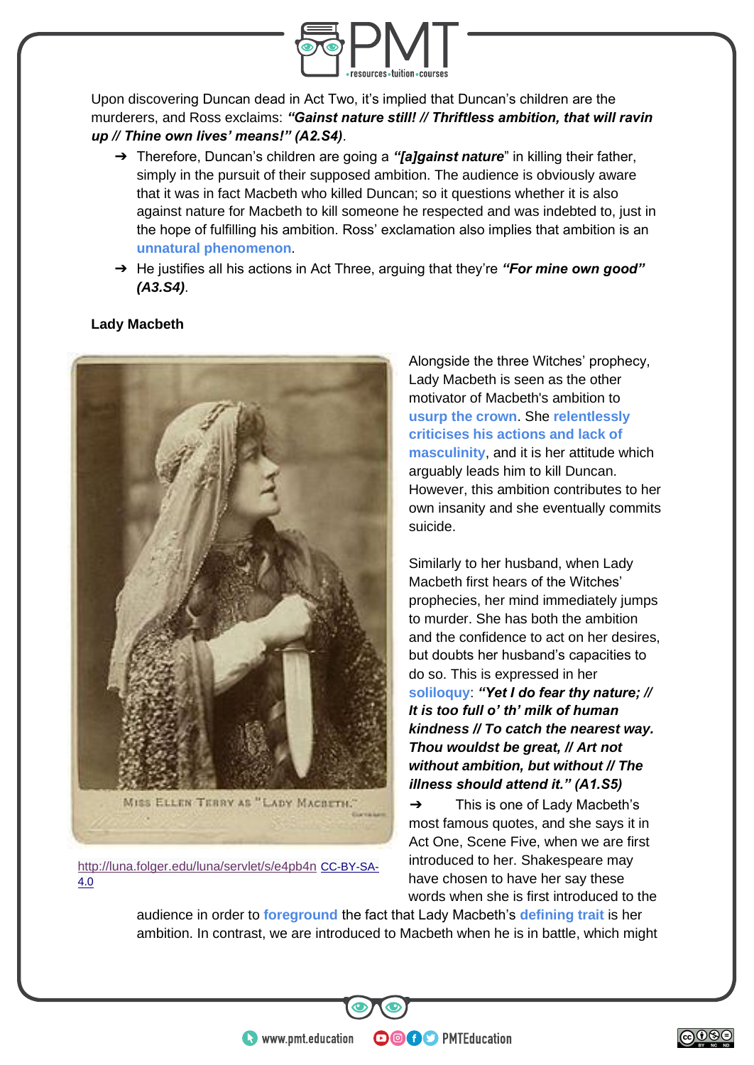Upon discovering Duncan dead in Act Two, it's implied that Duncan's children are the murderers, and Ross exclaims: ***"Gainst nature still! // Thriftless ambition, that will ravin up // Thine own lives' means!" (A2.S4)***.

- Therefore, Duncan's children are going a ***"[a]gainst nature***" in killing their father, simply in the pursuit of their supposed ambition. The audience is obviously aware that it was in fact Macbeth who killed Duncan; so it questions whether it is also against nature for Macbeth to kill someone he respected and was indebted to, just in the hope of fulfilling his ambition. Ross' exclamation also implies that ambition is an **unnatural phenomenon**.
- He justifies all his actions in Act Three, arguing that they're ***"For mine own good" (A3.S4)***.

**Lady Macbeth**

MISS ELLEN TERRY AS "LADY MACBETH."

http://luna.folger.edu/luna/servlet/s/e4pb4n CC-BY-SA-4.0

Alongside the three Witches' prophecy, Lady Macbeth is seen as the other motivator of Macbeth's ambition to **usurp the crown**. She **relentlessly criticises his actions and lack of masculinity**, and it is her attitude which arguably leads him to kill Duncan. However, this ambition contributes to her own insanity and she eventually commits suicide.

Similarly to her husband, when Lady Macbeth first hears of the Witches' prophecies, her mind immediately jumps to murder. She has both the ambition and the confidence to act on her desires, but doubts her husband's capacities to do so. This is expressed in her **soliloquy**: ***"Yet I do fear thy nature; // It is too full o' th' milk of human kindness // To catch the nearest way. Thou wouldst be great, // Art not without ambition, but without // The illness should attend it." (A1.S5)***

- This is one of Lady Macbeth's most famous quotes, and she says it in Act One, Scene Five, when we are first introduced to her. Shakespeare may have chosen to have her say these words when she is first introduced to the audience in order to **foreground** the fact that Lady Macbeth's **defining trait** is her ambition. In contrast, we are introduced to Macbeth when he is in battle, which might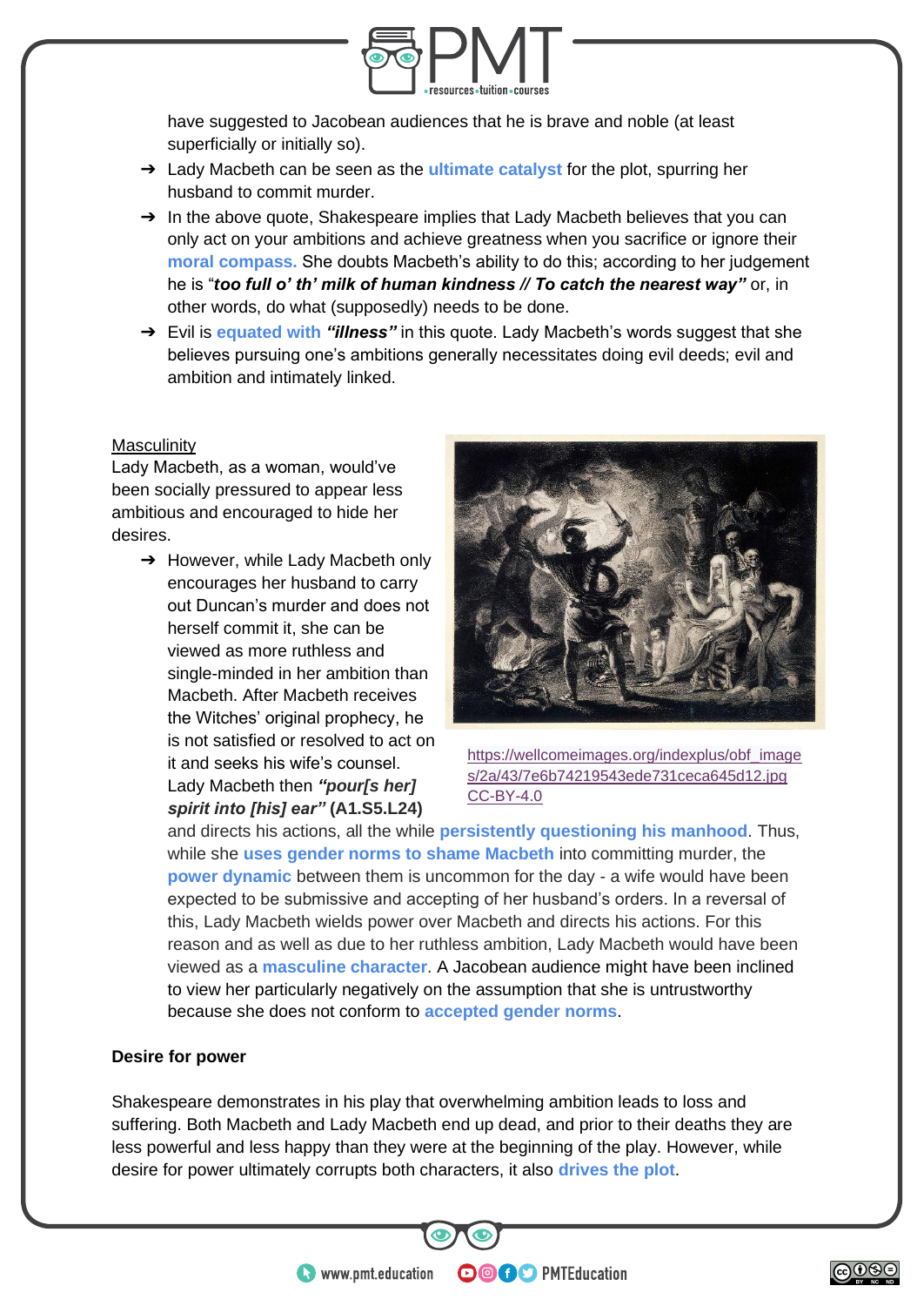have suggested to Jacobean audiences that he is brave and noble (at least superficially or initially so).

- Lady Macbeth can be seen as the **ultimate catalyst** for the plot, spurring her husband to commit murder.
- In the above quote, Shakespeare implies that Lady Macbeth believes that you can only act on your ambitions and achieve greatness when you sacrifice or ignore their **moral compass.** She doubts Macbeth's ability to do this; according to her judgement he is "***too full o' th' milk of human kindness // To catch the nearest way"*** or, in other words, do what (supposedly) needs to be done.
- Evil is **equated with** ***"illness"*** in this quote. Lady Macbeth's words suggest that she believes pursuing one's ambitions generally necessitates doing evil deeds; evil and ambition and intimately linked.

Masculinity

Lady Macbeth, as a woman, would've been socially pressured to appear less ambitious and encouraged to hide her desires.

- However, while Lady Macbeth only encourages her husband to carry out Duncan's murder and does not herself commit it, she can be viewed as more ruthless and single-minded in her ambition than Macbeth. After Macbeth receives the Witches' original prophecy, he is not satisfied or resolved to act on it and seeks his wife's counsel. Lady Macbeth then ***"pour[s her] spirit into [his] ear"*** **(A1.S5.L24)** and directs his actions, all the while **persistently questioning his manhood**. Thus, while she **uses gender norms to shame Macbeth** into committing murder, the **power dynamic** between them is uncommon for the day - a wife would have been expected to be submissive and accepting of her husband's orders. In a reversal of this, Lady Macbeth wields power over Macbeth and directs his actions. For this reason and as well as due to her ruthless ambition, Lady Macbeth would have been viewed as a **masculine character**. A Jacobean audience might have been inclined to view her particularly negatively on the assumption that she is untrustworthy because she does not conform to **accepted gender norms**.

https://wellcomeimages.org/indexplus/obf_images/2a/43/7e6b74219543ede731ceca645d12.jpg CC-BY-4.0

**Desire for power**

Shakespeare demonstrates in his play that overwhelming ambition leads to loss and suffering. Both Macbeth and Lady Macbeth end up dead, and prior to their deaths they are less powerful and less happy than they were at the beginning of the play. However, while desire for power ultimately corrupts both characters, it also **drives the plot**.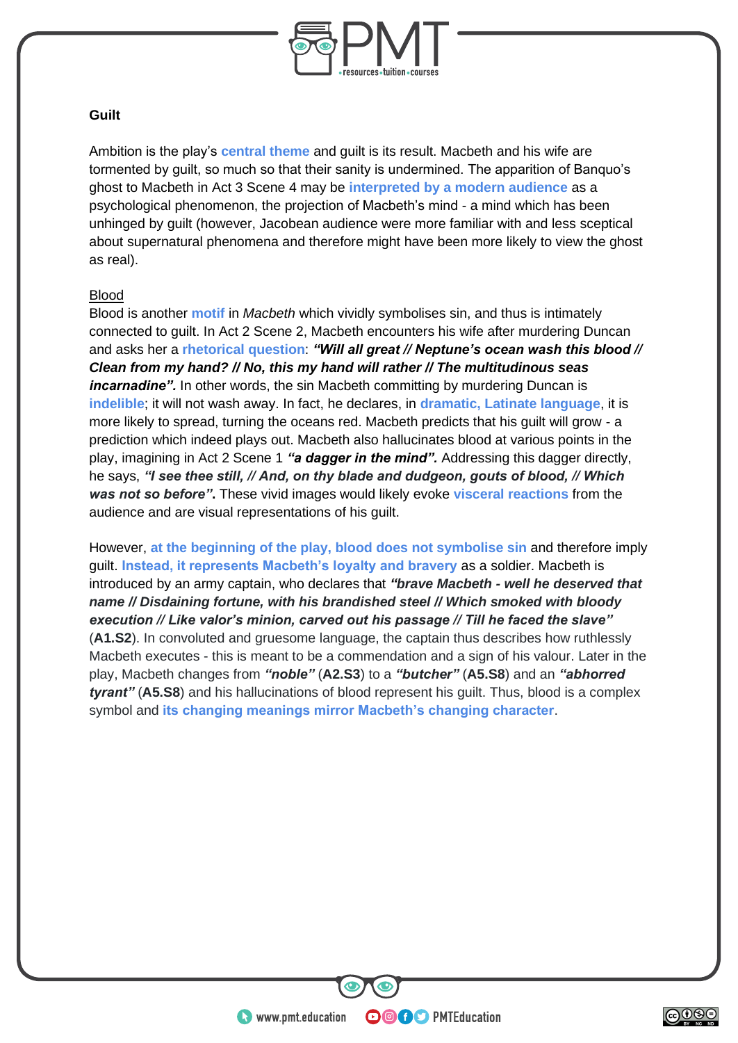### Guilt

Ambition is the play's **central theme** and guilt is its result. Macbeth and his wife are tormented by guilt, so much so that their sanity is undermined. The apparition of Banquo's ghost to Macbeth in Act 3 Scene 4 may be **interpreted by a modern audience** as a psychological phenomenon, the projection of Macbeth's mind - a mind which has been unhinged by guilt (however, Jacobean audience were more familiar with and less sceptical about supernatural phenomena and therefore might have been more likely to view the ghost as real).

Blood

Blood is another **motif** in *Macbeth* which vividly symbolises sin, and thus is intimately connected to guilt. In Act 2 Scene 2, Macbeth encounters his wife after murdering Duncan and asks her a **rhetorical question**: ***"Will all great // Neptune's ocean wash this blood // Clean from my hand? // No, this my hand will rather // The multitudinous seas incarnadine".*** In other words, the sin Macbeth committing by murdering Duncan is **indelible**; it will not wash away. In fact, he declares, in **dramatic, Latinate language**, it is more likely to spread, turning the oceans red. Macbeth predicts that his guilt will grow - a prediction which indeed plays out. Macbeth also hallucinates blood at various points in the play, imagining in Act 2 Scene 1 ***"a dagger in the mind".*** Addressing this dagger directly, he says, ***"I see thee still, // And, on thy blade and dudgeon, gouts of blood, // Which was not so before".*** These vivid images would likely evoke **visceral reactions** from the audience and are visual representations of his guilt.

However, **at the beginning of the play, blood does not symbolise sin** and therefore imply guilt. **Instead, it represents Macbeth's loyalty and bravery** as a soldier. Macbeth is introduced by an army captain, who declares that ***"brave Macbeth - well he deserved that name // Disdaining fortune, with his brandished steel // Which smoked with bloody execution // Like valor's minion, carved out his passage // Till he faced the slave"*** (**A1.S2**). In convoluted and gruesome language, the captain thus describes how ruthlessly Macbeth executes - this is meant to be a commendation and a sign of his valour. Later in the play, Macbeth changes from ***"noble"*** (**A2.S3**) to a ***"butcher"*** (**A5.S8**) and an ***"abhorred tyrant"*** (**A5.S8**) and his hallucinations of blood represent his guilt. Thus, blood is a complex symbol and **its changing meanings mirror Macbeth's changing character**.